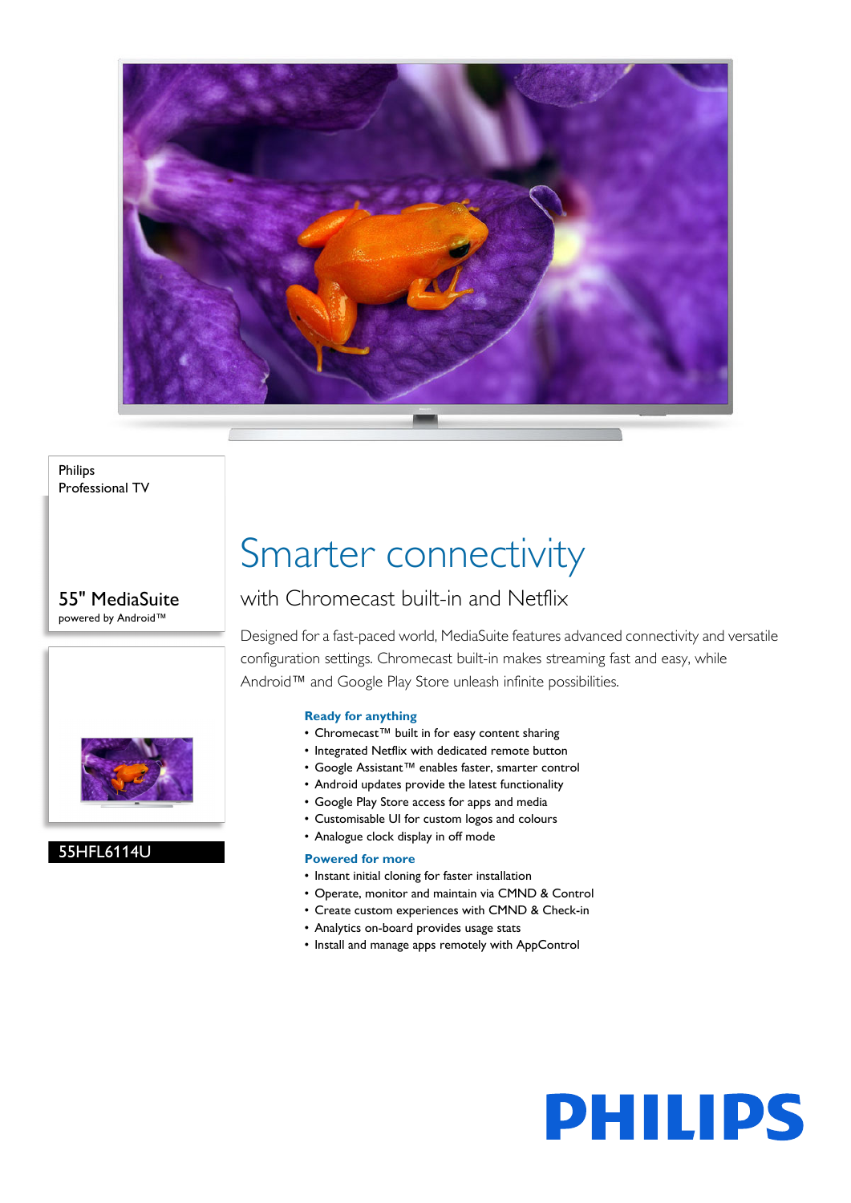Philips
Professional TV

55" MediaSuite
powered by Android™

55HFL6114U

# Smarter connectivity

## with Chromecast built-in and Netflix

Designed for a fast-paced world, MediaSuite features advanced connectivity and versatile configuration settings. Chromecast built-in makes streaming fast and easy, while Android™ and Google Play Store unleash infinite possibilities.

### Ready for anything

- Chromecast™ built in for easy content sharing
- Integrated Netflix with dedicated remote button
- Google Assistant™ enables faster, smarter control
- Android updates provide the latest functionality
- Google Play Store access for apps and media
- Customisable UI for custom logos and colours
- Analogue clock display in off mode

### Powered for more

- Instant initial cloning for faster installation
- Operate, monitor and maintain via CMND & Control
- Create custom experiences with CMND & Check-in
- Analytics on-board provides usage stats
- Install and manage apps remotely with AppControl

PHILIPS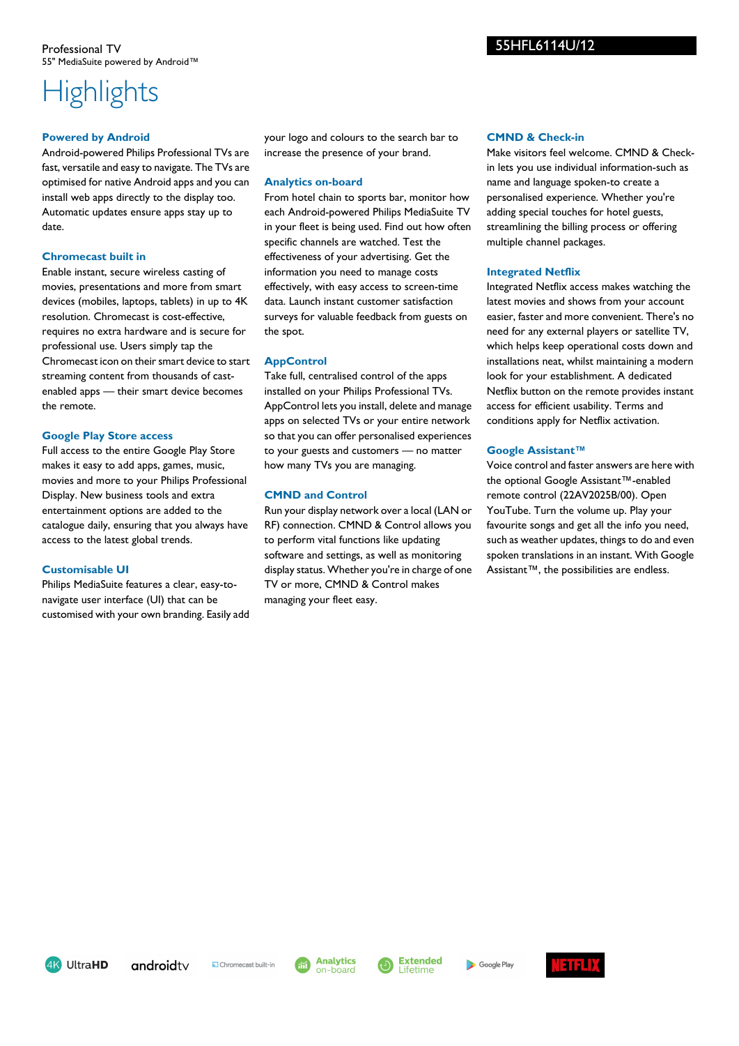Professional TV
55" MediaSuite powered by Android™

55HFL6114U/12

# Highlights

### Powered by Android

Android-powered Philips Professional TVs are fast, versatile and easy to navigate. The TVs are optimised for native Android apps and you can install web apps directly to the display too. Automatic updates ensure apps stay up to date.

### Chromecast built in

Enable instant, secure wireless casting of movies, presentations and more from smart devices (mobiles, laptops, tablets) in up to 4K resolution. Chromecast is cost-effective, requires no extra hardware and is secure for professional use. Users simply tap the Chromecast icon on their smart device to start streaming content from thousands of cast-enabled apps — their smart device becomes the remote.

### Google Play Store access

Full access to the entire Google Play Store makes it easy to add apps, games, music, movies and more to your Philips Professional Display. New business tools and extra entertainment options are added to the catalogue daily, ensuring that you always have access to the latest global trends.

### Customisable UI

Philips MediaSuite features a clear, easy-to-navigate user interface (UI) that can be customised with your own branding. Easily add your logo and colours to the search bar to increase the presence of your brand.

### Analytics on-board

From hotel chain to sports bar, monitor how each Android-powered Philips MediaSuite TV in your fleet is being used. Find out how often specific channels are watched. Test the effectiveness of your advertising. Get the information you need to manage costs effectively, with easy access to screen-time data. Launch instant customer satisfaction surveys for valuable feedback from guests on the spot.

### AppControl

Take full, centralised control of the apps installed on your Philips Professional TVs. AppControl lets you install, delete and manage apps on selected TVs or your entire network so that you can offer personalised experiences to your guests and customers — no matter how many TVs you are managing.

### CMND and Control

Run your display network over a local (LAN or RF) connection. CMND & Control allows you to perform vital functions like updating software and settings, as well as monitoring display status. Whether you're in charge of one TV or more, CMND & Control makes managing your fleet easy.

### CMND & Check-in

Make visitors feel welcome. CMND & Check-in lets you use individual information-such as name and language spoken-to create a personalised experience. Whether you're adding special touches for hotel guests, streamlining the billing process or offering multiple channel packages.

### Integrated Netflix

Integrated Netflix access makes watching the latest movies and shows from your account easier, faster and more convenient. There's no need for any external players or satellite TV, which helps keep operational costs down and installations neat, whilst maintaining a modern look for your establishment. A dedicated Netflix button on the remote provides instant access for efficient usability. Terms and conditions apply for Netflix activation.

### Google Assistant™

Voice control and faster answers are here with the optional Google Assistant™-enabled remote control (22AV2025B/00). Open YouTube. Turn the volume up. Play your favourite songs and get all the info you need, such as weather updates, things to do and even spoken translations in an instant. With Google Assistant™, the possibilities are endless.

4K UltraHD | androidtv | Chromecast built-in | Analytics on-board | Extended Lifetime | Google Play | NETFLIX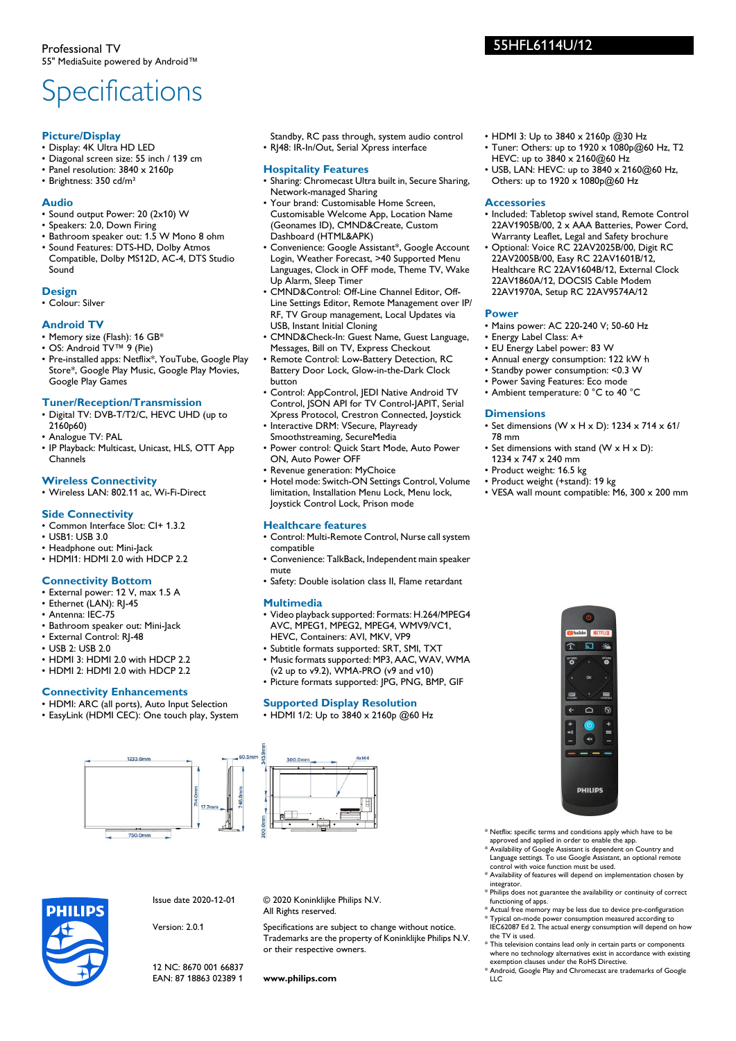Professional TV
55" MediaSuite powered by Android™

55HFL6114U/12

# Specifications

## Picture/Display
- Display: 4K Ultra HD LED
- Diagonal screen size: 55 inch / 139 cm
- Panel resolution: 3840 x 2160p
- Brightness: 350 cd/m²

## Audio
- Sound output Power: 20 (2x10) W
- Speakers: 2.0, Down Firing
- Bathroom speaker out: 1.5 W Mono 8 ohm
- Sound Features: DTS-HD, Dolby Atmos Compatible, Dolby MS12D, AC-4, DTS Studio Sound

## Design
- Colour: Silver

## Android TV
- Memory size (Flash): 16 GB*
- OS: Android TV™ 9 (Pie)
- Pre-installed apps: Netflix*, YouTube, Google Play Store*, Google Play Music, Google Play Movies, Google Play Games

## Tuner/Reception/Transmission
- Digital TV: DVB-T/T2/C, HEVC UHD (up to 2160p60)
- Analogue TV: PAL
- IP Playback: Multicast, Unicast, HLS, OTT App Channels

## Wireless Connectivity
- Wireless LAN: 802.11 ac, Wi-Fi-Direct

## Side Connectivity
- Common Interface Slot: CI+ 1.3.2
- USB1: USB 3.0
- Headphone out: Mini-Jack
- HDMI1: HDMI 2.0 with HDCP 2.2

## Connectivity Bottom
- External power: 12 V, max 1.5 A
- Ethernet (LAN): RJ-45
- Antenna: IEC-75
- Bathroom speaker out: Mini-Jack
- External Control: RJ-48
- USB 2: USB 2.0
- HDMI 3: HDMI 2.0 with HDCP 2.2
- HDMI 2: HDMI 2.0 with HDCP 2.2

## Connectivity Enhancements
- HDMI: ARC (all ports), Auto Input Selection
- EasyLink (HDMI CEC): One touch play, System Standby, RC pass through, system audio control
- RJ48: IR-In/Out, Serial Xpress interface

## Hospitality Features
- Sharing: Chromecast Ultra built in, Secure Sharing, Network-managed Sharing
- Your brand: Customisable Home Screen, Customisable Welcome App, Location Name (Geonames ID), CMND&Create, Custom Dashboard (HTML&APK)
- Convenience: Google Assistant*, Google Account Login, Weather Forecast, >40 Supported Menu Languages, Clock in OFF mode, Theme TV, Wake Up Alarm, Sleep Timer
- CMND&Control: Off-Line Channel Editor, Off-Line Settings Editor, Remote Management over IP/RF, TV Group management, Local Updates via USB, Instant Initial Cloning
- CMND&Check-In: Guest Name, Guest Language, Messages, Bill on TV, Express Checkout
- Remote Control: Low-Battery Detection, RC Battery Door Lock, Glow-in-the-Dark Clock button
- Control: AppControl, JEDI Native Android TV Control, JSON API for TV Control-JAPIT, Serial Xpress Protocol, Crestron Connected, Joystick
- Interactive DRM: VSecure, Playready Smoothstreaming, SecureMedia
- Power control: Quick Start Mode, Auto Power ON, Auto Power OFF
- Revenue generation: MyChoice
- Hotel mode: Switch-ON Settings Control, Volume limitation, Installation Menu Lock, Menu lock, Joystick Control Lock, Prison mode

## Healthcare features
- Control: Multi-Remote Control, Nurse call system compatible
- Convenience: TalkBack, Independent main speaker mute
- Safety: Double isolation class II, Flame retardant

## Multimedia
- Video playback supported: Formats: H.264/MPEG4 AVC, MPEG1, MPEG2, MPEG4, WMV9/VC1, HEVC, Containers: AVI, MKV, VP9
- Subtitle formats supported: SRT, SMI, TXT
- Music formats supported: MP3, AAC, WAV, WMA (v2 up to v9.2), WMA-PRO (v9 and v10)
- Picture formats supported: JPG, PNG, BMP, GIF

## Supported Display Resolution
- HDMI 1/2: Up to 3840 x 2160p @60 Hz
- HDMI 3: Up to 3840 x 2160p @30 Hz
- Tuner: Others: up to 1920 x 1080p@60 Hz, T2 HEVC: up to 3840 x 2160@60 Hz
- USB, LAN: HEVC: up to 3840 x 2160@60 Hz, Others: up to 1920 x 1080p@60 Hz

## Accessories
- Included: Tabletop swivel stand, Remote Control 22AV1905B/00, 2 x AAA Batteries, Power Cord, Warranty Leaflet, Legal and Safety brochure
- Optional: Voice RC 22AV2025B/00, Digit RC 22AV2005B/00, Easy RC 22AV1601B/12, Healthcare RC 22AV1604B/12, External Clock 22AV1860A/12, DOCSIS Cable Modem 22AV1970A, Setup RC 22AV9574A/12

## Power
- Mains power: AC 220-240 V; 50-60 Hz
- Energy Label Class: A+
- EU Energy Label power: 83 W
- Annual energy consumption: 122 kW h
- Standby power consumption: <0.3 W
- Power Saving Features: Eco mode
- Ambient temperature: 0 °C to 40 °C

## Dimensions
- Set dimensions (W x H x D): 1234 x 714 x 61/78 mm
- Set dimensions with stand (W x H x D): 1234 x 747 x 240 mm
- Product weight: 16.5 kg
- Product weight (+stand): 19 kg
- VESA wall mount compatible: M6, 300 x 200 mm

1233.6mm
714.0mm
750.0mm
60.5mm
17.7mm
746.8mm
345.9mm
300.0mm
4xM4
200.0mm

\* Netflix: specific terms and conditions apply which have to be approved and applied in order to enable the app.
\* Availability of Google Assistant is dependent on Country and Language settings. To use Google Assistant, an optional remote control with voice function must be used.
\* Availability of features will depend on implementation chosen by integrator.
\* Philips does not guarantee the availability or continuity of correct functioning of apps.
\* Actual free memory may be less due to device pre-configuration
\* Typical on-mode power consumption measured according to IEC62087 Ed 2. The actual energy consumption will depend on how the TV is used.
\* This television contains lead only in certain parts or components where no technology alternatives exist in accordance with existing exemption clauses under the RoHS Directive.
\* Android, Google Play and Chromecast are trademarks of Google LLC

Issue date 2020-12-01

Version: 2.0.1

12 NC: 8670 001 66837
EAN: 87 18863 02389 1

© 2020 Koninklijke Philips N.V.
All Rights reserved.

Specifications are subject to change without notice. Trademarks are the property of Koninklijke Philips N.V. or their respective owners.

**www.philips.com**